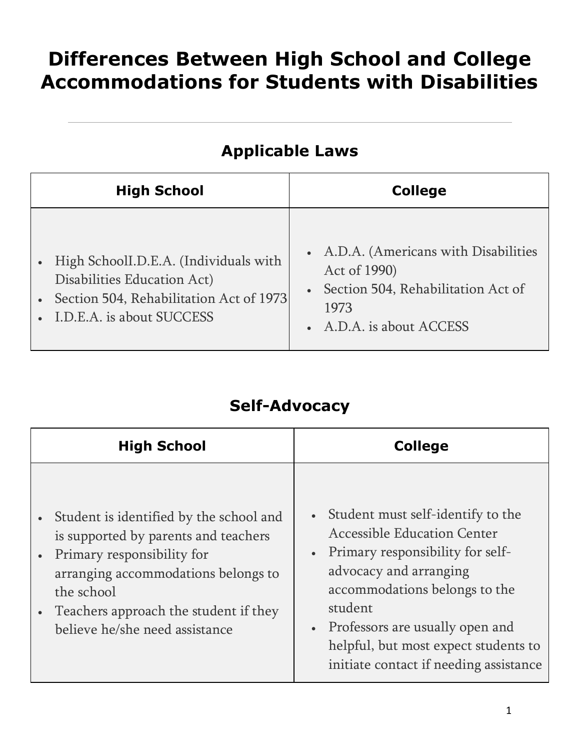# Differences Between High School and College Accommodations for Students with Disabilities

---

## Applicable Laws

| High School | College |
|---|---|
| • High SchoolI.D.E.A. (Individuals with Disabilities Education Act)<br>• Section 504, Rehabilitation Act of 1973<br>• I.D.E.A. is about SUCCESS | • A.D.A. (Americans with Disabilities Act of 1990)<br>• Section 504, Rehabilitation Act of 1973<br>• A.D.A. is about ACCESS |

## Self-Advocacy

| High School | College |
|---|---|
| • Student is identified by the school and is supported by parents and teachers<br>• Primary responsibility for arranging accommodations belongs to the school<br>• Teachers approach the student if they believe he/she need assistance | • Student must self-identify to the Accessible Education Center<br>• Primary responsibility for self-advocacy and arranging accommodations belongs to the student<br>• Professors are usually open and helpful, but most expect students to initiate contact if needing assistance |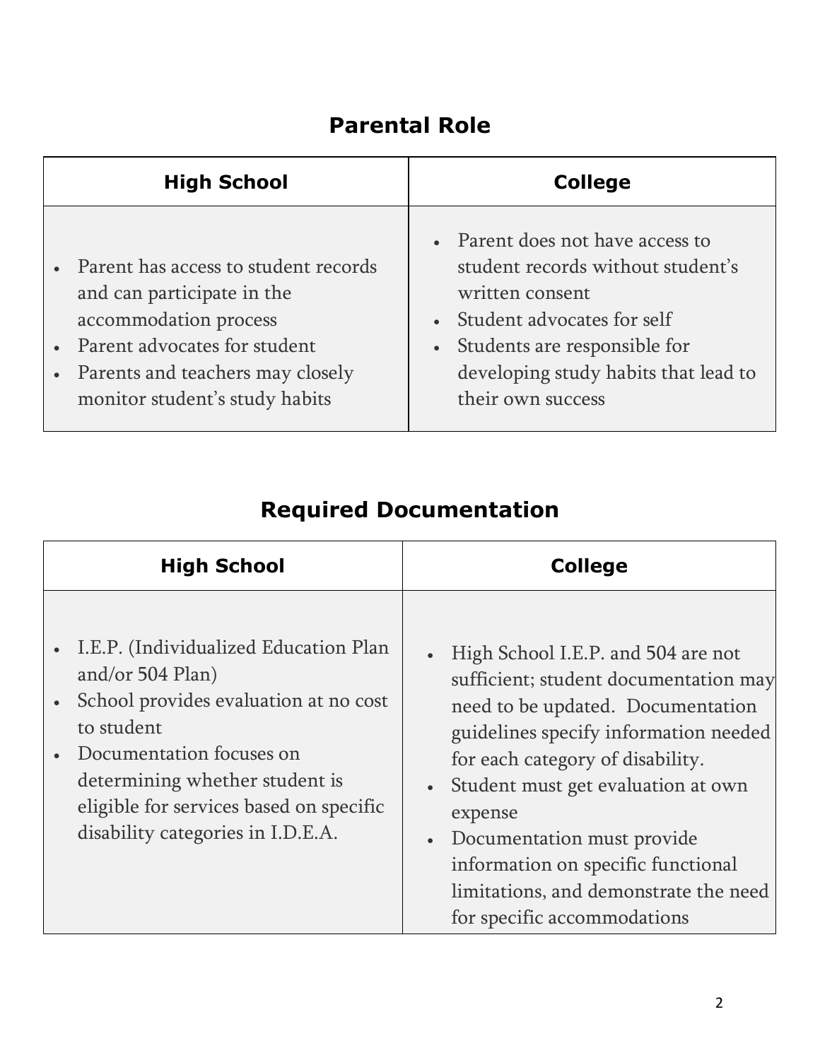## Parental Role

| High School | College |
|---|---|
| • Parent has access to student records and can participate in the accommodation process<br>• Parent advocates for student<br>• Parents and teachers may closely monitor student's study habits | • Parent does not have access to student records without student's written consent<br>• Student advocates for self<br>• Students are responsible for developing study habits that lead to their own success |

## Required Documentation

| High School | College |
|---|---|
| • I.E.P. (Individualized Education Plan and/or 504 Plan)<br>• School provides evaluation at no cost to student<br>• Documentation focuses on determining whether student is eligible for services based on specific disability categories in I.D.E.A. | • High School I.E.P. and 504 are not sufficient; student documentation may need to be updated. Documentation guidelines specify information needed for each category of disability.<br>• Student must get evaluation at own expense<br>• Documentation must provide information on specific functional limitations, and demonstrate the need for specific accommodations |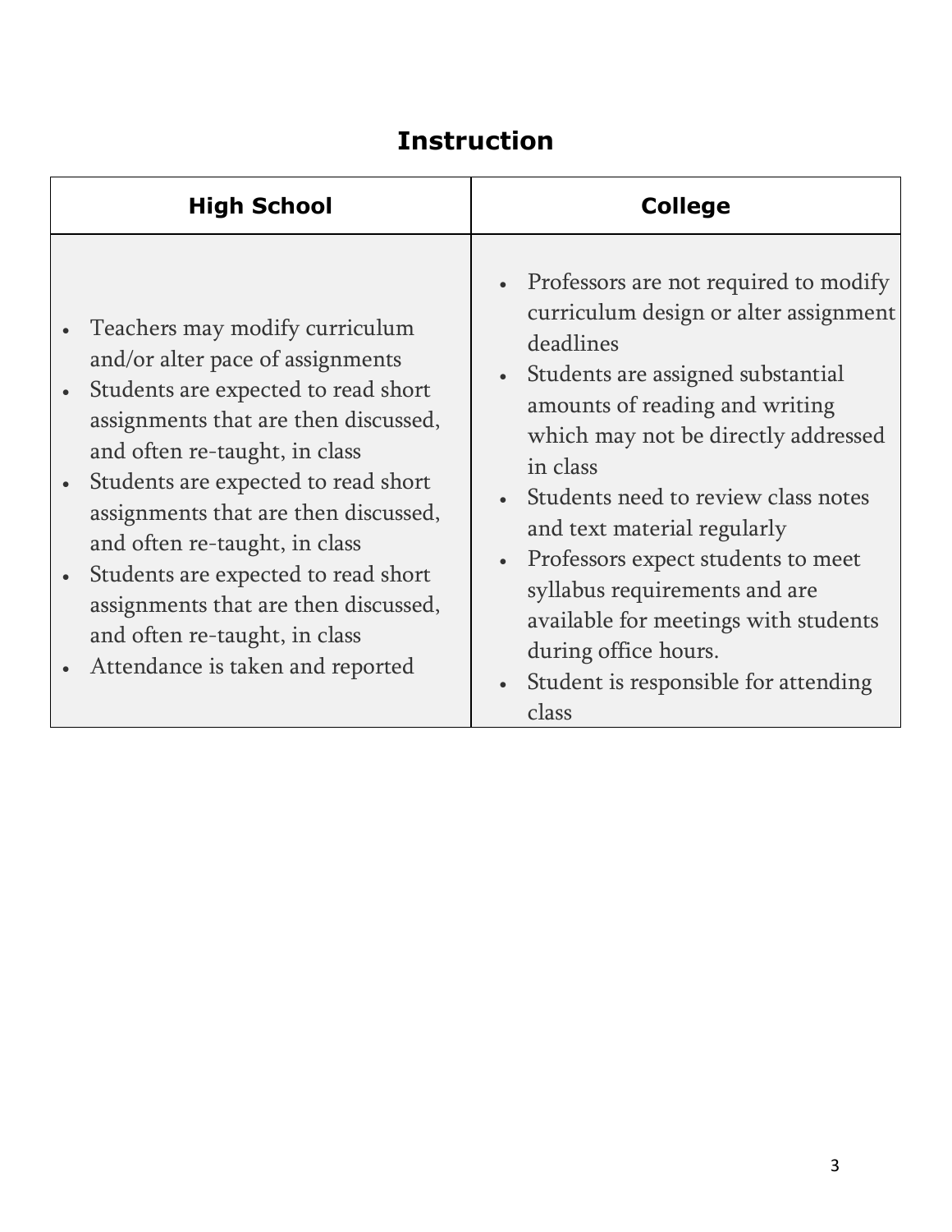## Instruction

| High School | College |
| --- | --- |
| • Teachers may modify curriculum and/or alter pace of assignments<br>• Students are expected to read short assignments that are then discussed, and often re-taught, in class<br>• Students are expected to read short assignments that are then discussed, and often re-taught, in class<br>• Students are expected to read short assignments that are then discussed, and often re-taught, in class<br>• Attendance is taken and reported | • Professors are not required to modify curriculum design or alter assignment deadlines<br>• Students are assigned substantial amounts of reading and writing which may not be directly addressed in class<br>• Students need to review class notes and text material regularly<br>• Professors expect students to meet syllabus requirements and are available for meetings with students during office hours.<br>• Student is responsible for attending class |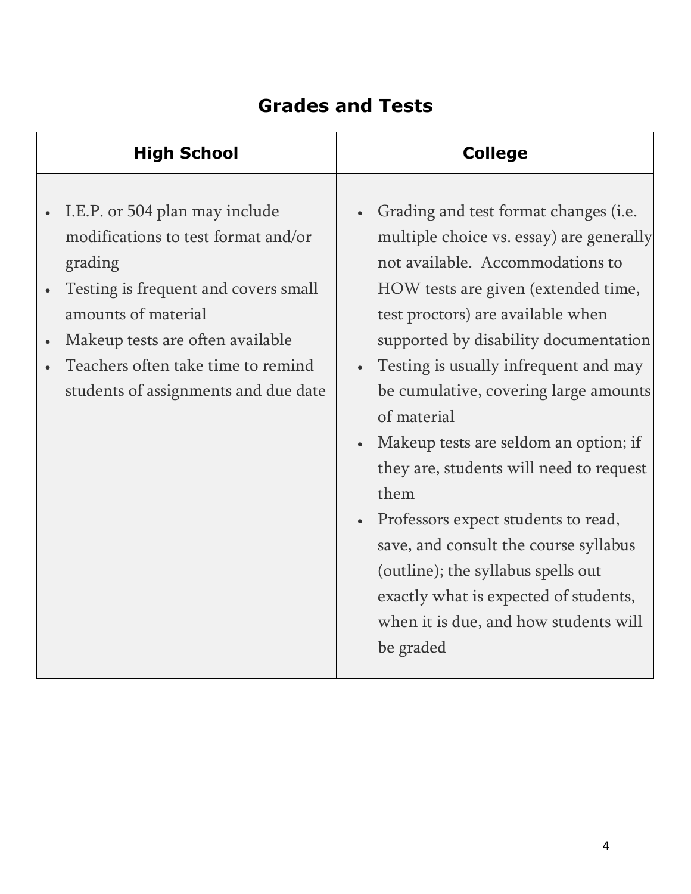## Grades and Tests

| High School | College |
|---|---|
| <ul><li>I.E.P. or 504 plan may include modifications to test format and/or grading</li><li>Testing is frequent and covers small amounts of material</li><li>Makeup tests are often available</li><li>Teachers often take time to remind students of assignments and due date</li></ul> | <ul><li>Grading and test format changes (i.e. multiple choice vs. essay) are generally not available. Accommodations to HOW tests are given (extended time, test proctors) are available when supported by disability documentation</li><li>Testing is usually infrequent and may be cumulative, covering large amounts of material</li><li>Makeup tests are seldom an option; if they are, students will need to request them</li><li>Professors expect students to read, save, and consult the course syllabus (outline); the syllabus spells out exactly what is expected of students, when it is due, and how students will be graded</li></ul> |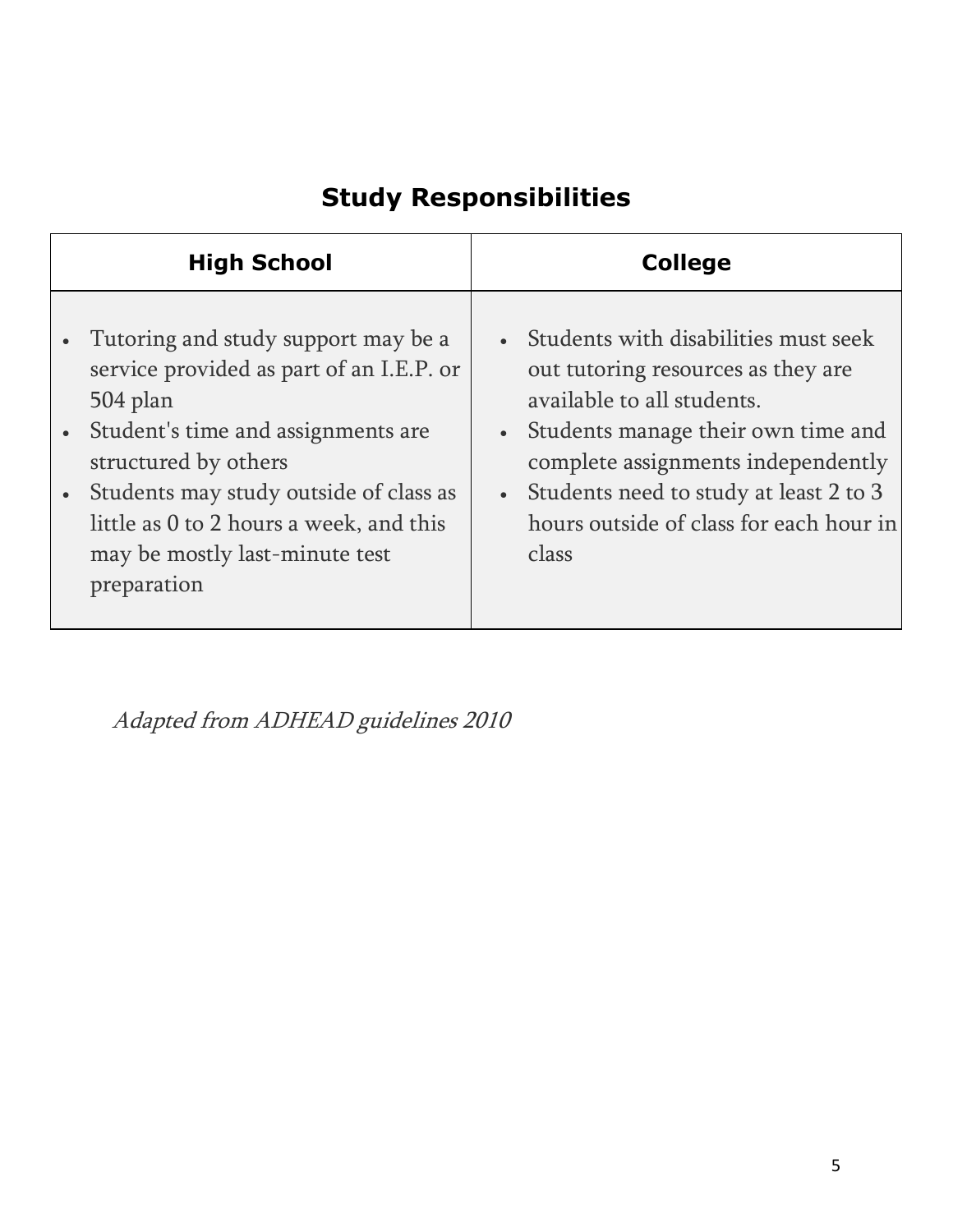## Study Responsibilities

| High School | College |
|---|---|
| • Tutoring and study support may be a service provided as part of an I.E.P. or 504 plan<br>• Student's time and assignments are structured by others<br>• Students may study outside of class as little as 0 to 2 hours a week, and this may be mostly last-minute test preparation | • Students with disabilities must seek out tutoring resources as they are available to all students.<br>• Students manage their own time and complete assignments independently<br>• Students need to study at least 2 to 3 hours outside of class for each hour in class |

*Adapted from ADHEAD guidelines 2010*